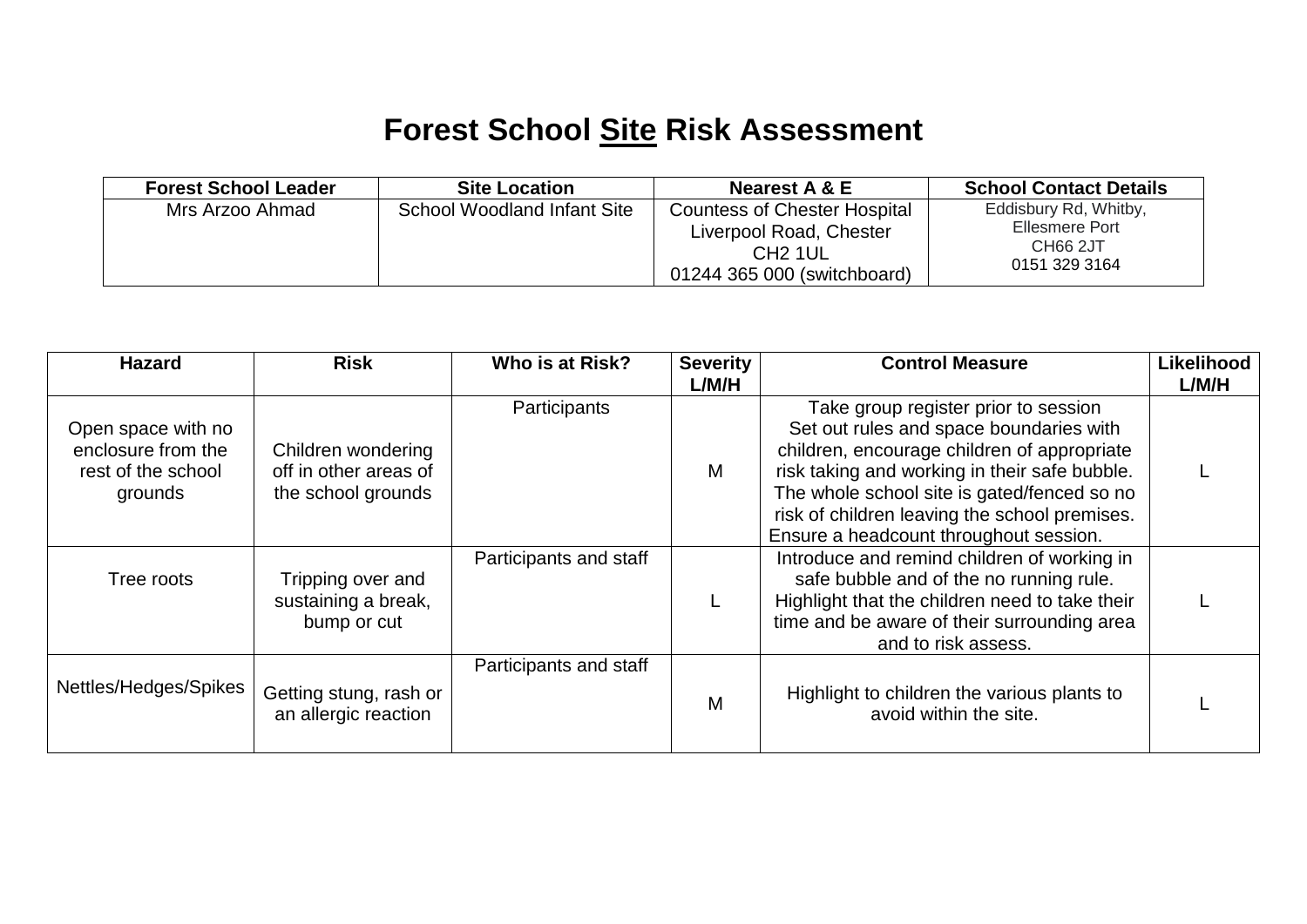# Forest School Site Risk Assessment

| Forest School Leader | Site Location | Nearest A & E | School Contact Details |
|---|---|---|---|
| Mrs Arzoo Ahmad | School Woodland Infant Site | Countess of Chester Hospital<br>Liverpool Road, Chester<br>CH2 1UL<br>01244 365 000 (switchboard) | Eddisbury Rd, Whitby,<br>Ellesmere Port<br>CH66 2JT<br>0151 329 3164 |

| Hazard | Risk | Who is at Risk? | Severity L/M/H | Control Measure | Likelihood L/M/H |
|---|---|---|---|---|---|
| Open space with no enclosure from the rest of the school grounds | Children wondering off in other areas of the school grounds | Participants | M | Take group register prior to session<br>Set out rules and space boundaries with children, encourage children of appropriate risk taking and working in their safe bubble.<br>The whole school site is gated/fenced so no risk of children leaving the school premises.<br>Ensure a headcount throughout session. | L |
| Tree roots | Tripping over and sustaining a break, bump or cut | Participants and staff | L | Introduce and remind children of working in safe bubble and of the no running rule.<br>Highlight that the children need to take their time and be aware of their surrounding area and to risk assess. | L |
| Nettles/Hedges/Spikes | Getting stung, rash or an allergic reaction | Participants and staff | M | Highlight to children the various plants to avoid within the site. | L |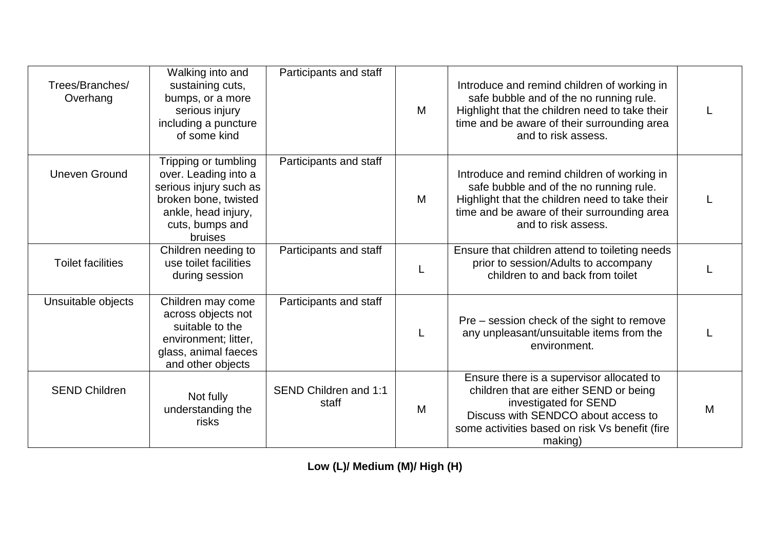| | | | | | |
|---|---|---|---|---|---|
| Trees/Branches/ Overhang | Walking into and sustaining cuts, bumps, or a more serious injury including a puncture of some kind | Participants and staff | M | Introduce and remind children of working in safe bubble and of the no running rule. Highlight that the children need to take their time and be aware of their surrounding area and to risk assess. | L |
| Uneven Ground | Tripping or tumbling over. Leading into a serious injury such as broken bone, twisted ankle, head injury, cuts, bumps and bruises | Participants and staff | M | Introduce and remind children of working in safe bubble and of the no running rule. Highlight that the children need to take their time and be aware of their surrounding area and to risk assess. | L |
| Toilet facilities | Children needing to use toilet facilities during session | Participants and staff | L | Ensure that children attend to toileting needs prior to session/Adults to accompany children to and back from toilet | L |
| Unsuitable objects | Children may come across objects not suitable to the environment; litter, glass, animal faeces and other objects | Participants and staff | L | Pre – session check of the sight to remove any unpleasant/unsuitable items from the environment. | L |
| SEND Children | Not fully understanding the risks | SEND Children and 1:1 staff | M | Ensure there is a supervisor allocated to children that are either SEND or being investigated for SEND<br>Discuss with SENDCO about access to some activities based on risk Vs benefit (fire making) | M |

**Low (L)/ Medium (M)/ High (H)**